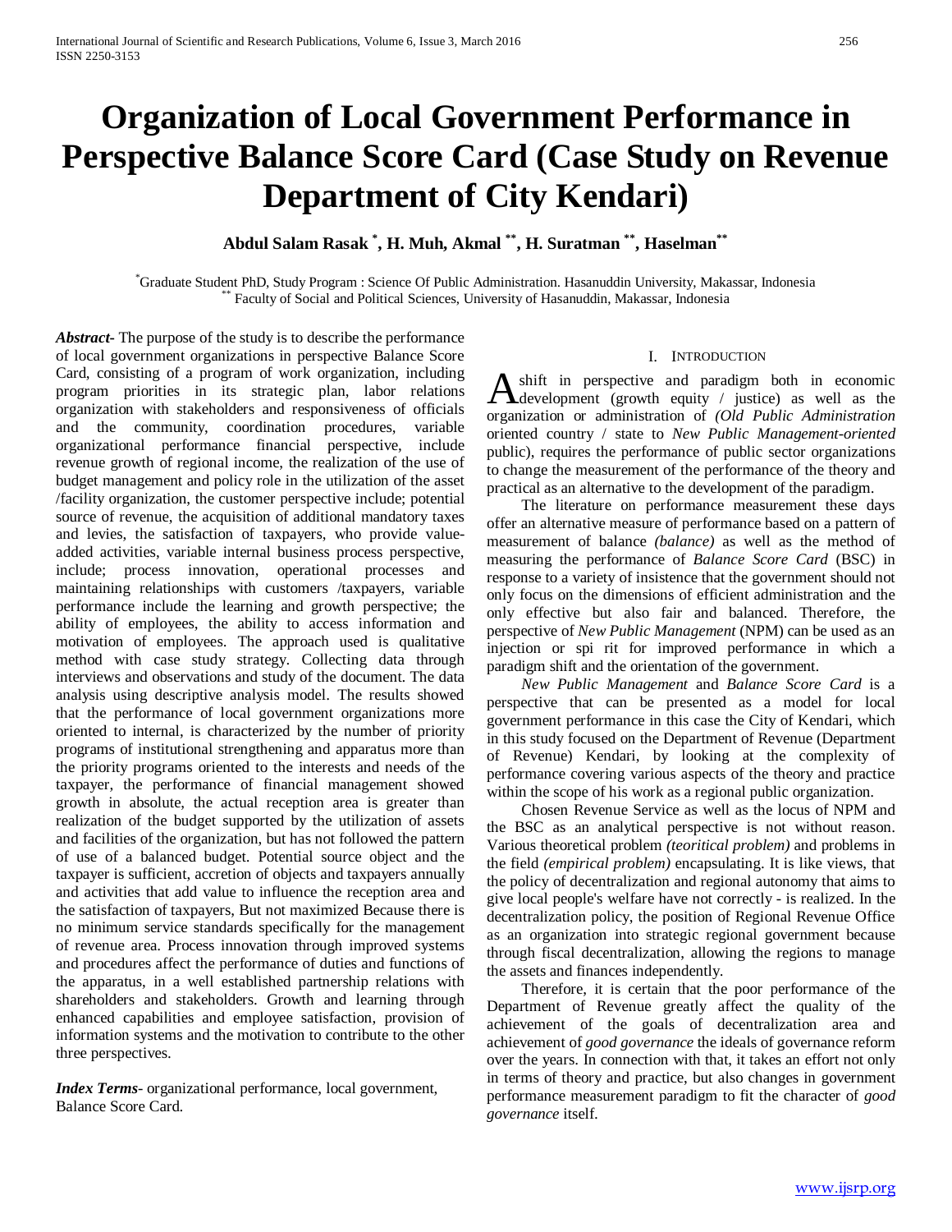# Organization of Local Government Performance in Perspective Balance Score Card (Case Study on Revenue Department of City Kendari)

**Abdul Salam Rasak [*], H. Muh, Akmal [**], H. Suratman [**], Haselman[**]**

[*]Graduate Student PhD, Study Program : Science Of Public Administration. Hasanuddin University, Makassar, Indonesia
[**] Faculty of Social and Political Sciences, University of Hasanuddin, Makassar, Indonesia

***Abstract***- The purpose of the study is to describe the performance of local government organizations in perspective Balance Score Card, consisting of a program of work organization, including program priorities in its strategic plan, labor relations organization with stakeholders and responsiveness of officials and the community, coordination procedures, variable organizational performance financial perspective, include revenue growth of regional income, the realization of the use of budget management and policy role in the utilization of the asset /facility organization, the customer perspective include; potential source of revenue, the acquisition of additional mandatory taxes and levies, the satisfaction of taxpayers, who provide value-added activities, variable internal business process perspective, include; process innovation, operational processes and maintaining relationships with customers /taxpayers, variable performance include the learning and growth perspective; the ability of employees, the ability to access information and motivation of employees. The approach used is qualitative method with case study strategy. Collecting data through interviews and observations and study of the document. The data analysis using descriptive analysis model. The results showed that the performance of local government organizations more oriented to internal, is characterized by the number of priority programs of institutional strengthening and apparatus more than the priority programs oriented to the interests and needs of the taxpayer, the performance of financial management showed growth in absolute, the actual reception area is greater than realization of the budget supported by the utilization of assets and facilities of the organization, but has not followed the pattern of use of a balanced budget. Potential source object and the taxpayer is sufficient, accretion of objects and taxpayers annually and activities that add value to influence the reception area and the satisfaction of taxpayers, But not maximized Because there is no minimum service standards specifically for the management of revenue area. Process innovation through improved systems and procedures affect the performance of duties and functions of the apparatus, in a well established partnership relations with shareholders and stakeholders. Growth and learning through enhanced capabilities and employee satisfaction, provision of information systems and the motivation to contribute to the other three perspectives.

***Index Terms***- organizational performance, local government, Balance Score Card.

## I. Introduction

A shift in perspective and paradigm both in economic development (growth equity / justice) as well as the organization or administration of *(Old Public Administration* oriented country / state to *New Public Management-oriented* public), requires the performance of public sector organizations to change the measurement of the performance of the theory and practical as an alternative to the development of the paradigm.

The literature on performance measurement these days offer an alternative measure of performance based on a pattern of measurement of balance *(balance)* as well as the method of measuring the performance of *Balance Score Card* (BSC) in response to a variety of insistence that the government should not only focus on the dimensions of efficient administration and the only effective but also fair and balanced. Therefore, the perspective of *New Public Management* (NPM) can be used as an injection or spi rit for improved performance in which a paradigm shift and the orientation of the government.

*New Public Management* and *Balance Score Card* is a perspective that can be presented as a model for local government performance in this case the City of Kendari, which in this study focused on the Department of Revenue (Department of Revenue) Kendari, by looking at the complexity of performance covering various aspects of the theory and practice within the scope of his work as a regional public organization.

Chosen Revenue Service as well as the locus of NPM and the BSC as an analytical perspective is not without reason. Various theoretical problem *(teoritical problem)* and problems in the field *(empirical problem)* encapsulating. It is like views, that the policy of decentralization and regional autonomy that aims to give local people's welfare have not correctly - is realized. In the decentralization policy, the position of Regional Revenue Office as an organization into strategic regional government because through fiscal decentralization, allowing the regions to manage the assets and finances independently.

Therefore, it is certain that the poor performance of the Department of Revenue greatly affect the quality of the achievement of the goals of decentralization area and achievement of *good governance* the ideals of governance reform over the years. In connection with that, it takes an effort not only in terms of theory and practice, but also changes in government performance measurement paradigm to fit the character of *good governance* itself.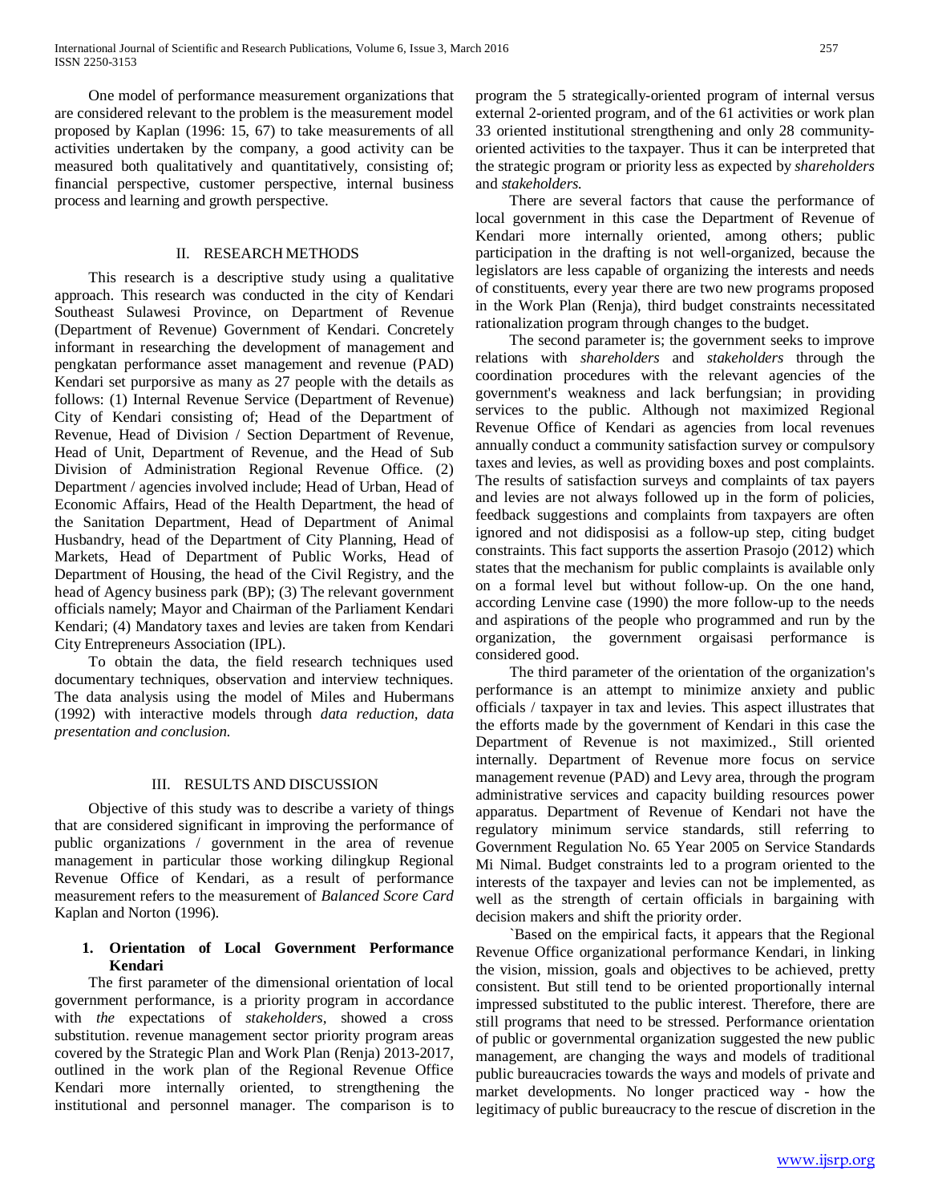One model of performance measurement organizations that are considered relevant to the problem is the measurement model proposed by Kaplan (1996: 15, 67) to take measurements of all activities undertaken by the company, a good activity can be measured both qualitatively and quantitatively, consisting of; financial perspective, customer perspective, internal business process and learning and growth perspective.

## II. RESEARCH METHODS

This research is a descriptive study using a qualitative approach. This research was conducted in the city of Kendari Southeast Sulawesi Province, on Department of Revenue (Department of Revenue) Government of Kendari. Concretely informant in researching the development of management and pengkatan performance asset management and revenue (PAD) Kendari set purporsive as many as 27 people with the details as follows: (1) Internal Revenue Service (Department of Revenue) City of Kendari consisting of; Head of the Department of Revenue, Head of Division / Section Department of Revenue, Head of Unit, Department of Revenue, and the Head of Sub Division of Administration Regional Revenue Office. (2) Department / agencies involved include; Head of Urban, Head of Economic Affairs, Head of the Health Department, the head of the Sanitation Department, Head of Department of Animal Husbandry, head of the Department of City Planning, Head of Markets, Head of Department of Public Works, Head of Department of Housing, the head of the Civil Registry, and the head of Agency business park (BP); (3) The relevant government officials namely; Mayor and Chairman of the Parliament Kendari Kendari; (4) Mandatory taxes and levies are taken from Kendari City Entrepreneurs Association (IPL).

To obtain the data, the field research techniques used documentary techniques, observation and interview techniques. The data analysis using the model of Miles and Hubermans (1992) with interactive models through *data reduction, data presentation and conclusion.*

## III. RESULTS AND DISCUSSION

Objective of this study was to describe a variety of things that are considered significant in improving the performance of public organizations / government in the area of revenue management in particular those working dilingkup Regional Revenue Office of Kendari, as a result of performance measurement refers to the measurement of *Balanced Score Card* Kaplan and Norton (1996).

### 1. Orientation of Local Government Performance Kendari

The first parameter of the dimensional orientation of local government performance, is a priority program in accordance with *the* expectations of *stakeholders*, showed a cross substitution. revenue management sector priority program areas covered by the Strategic Plan and Work Plan (Renja) 2013-2017, outlined in the work plan of the Regional Revenue Office Kendari more internally oriented, to strengthening the institutional and personnel manager. The comparison is to program the 5 strategically-oriented program of internal versus external 2-oriented program, and of the 61 activities or work plan 33 oriented institutional strengthening and only 28 community-oriented activities to the taxpayer. Thus it can be interpreted that the strategic program or priority less as expected by *shareholders* and *stakeholders.*

There are several factors that cause the performance of local government in this case the Department of Revenue of Kendari more internally oriented, among others; public participation in the drafting is not well-organized, because the legislators are less capable of organizing the interests and needs of constituents, every year there are two new programs proposed in the Work Plan (Renja), third budget constraints necessitated rationalization program through changes to the budget.

The second parameter is; the government seeks to improve relations with *shareholders* and *stakeholders* through the coordination procedures with the relevant agencies of the government's weakness and lack berfungsian; in providing services to the public. Although not maximized Regional Revenue Office of Kendari as agencies from local revenues annually conduct a community satisfaction survey or compulsory taxes and levies, as well as providing boxes and post complaints. The results of satisfaction surveys and complaints of tax payers and levies are not always followed up in the form of policies, feedback suggestions and complaints from taxpayers are often ignored and not didisposisi as a follow-up step, citing budget constraints. This fact supports the assertion Prasojo (2012) which states that the mechanism for public complaints is available only on a formal level but without follow-up. On the one hand, according Lenvine case (1990) the more follow-up to the needs and aspirations of the people who programmed and run by the organization, the government orgaisasi performance is considered good.

The third parameter of the orientation of the organization's performance is an attempt to minimize anxiety and public officials / taxpayer in tax and levies. This aspect illustrates that the efforts made by the government of Kendari in this case the Department of Revenue is not maximized., Still oriented internally. Department of Revenue more focus on service management revenue (PAD) and Levy area, through the program administrative services and capacity building resources power apparatus. Department of Revenue of Kendari not have the regulatory minimum service standards, still referring to Government Regulation No. 65 Year 2005 on Service Standards Mi Nimal. Budget constraints led to a program oriented to the interests of the taxpayer and levies can not be implemented, as well as the strength of certain officials in bargaining with decision makers and shift the priority order.

`Based on the empirical facts, it appears that the Regional Revenue Office organizational performance Kendari, in linking the vision, mission, goals and objectives to be achieved, pretty consistent. But still tend to be oriented proportionally internal impressed substituted to the public interest. Therefore, there are still programs that need to be stressed. Performance orientation of public or governmental organization suggested the new public management, are changing the ways and models of traditional public bureaucracies towards the ways and models of private and market developments. No longer practiced way - how the legitimacy of public bureaucracy to the rescue of discretion in the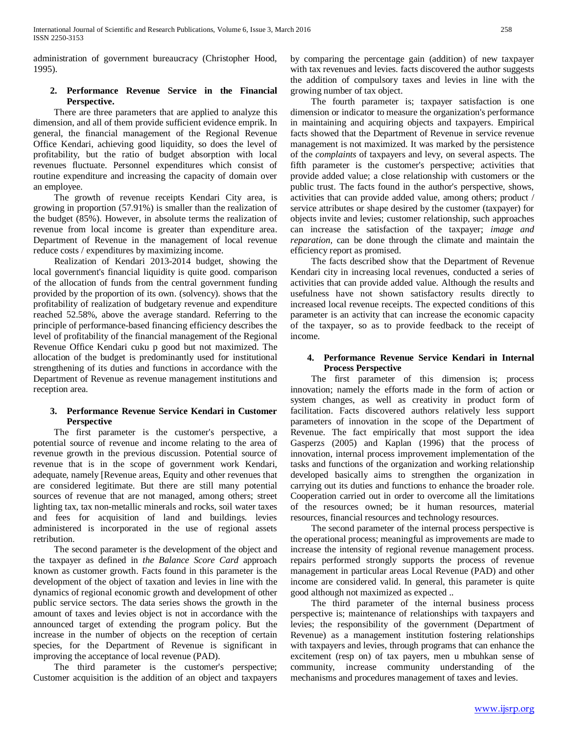administration of government bureaucracy (Christopher Hood, 1995).

### 2. Performance Revenue Service in the Financial Perspective.

There are three parameters that are applied to analyze this dimension, and all of them provide sufficient evidence emprik. In general, the financial management of the Regional Revenue Office Kendari, achieving good liquidity, so does the level of profitability, but the ratio of budget absorption with local revenues fluctuate. Personnel expenditures which consist of routine expenditure and increasing the capacity of domain over an employee.

The growth of revenue receipts Kendari City area, is growing in proportion (57.91%) is smaller than the realization of the budget (85%). However, in absolute terms the realization of revenue from local income is greater than expenditure area. Department of Revenue in the management of local revenue reduce costs / expenditures by maximizing income.

Realization of Kendari 2013-2014 budget, showing the local government's financial liquidity is quite good. comparison of the allocation of funds from the central government funding provided by the proportion of its own. (solvency). shows that the profitability of realization of budgetary revenue and expenditure reached 52.58%, above the average standard. Referring to the principle of performance-based financing efficiency describes the level of profitability of the financial management of the Regional Revenue Office Kendari cuku p good but not maximized. The allocation of the budget is predominantly used for institutional strengthening of its duties and functions in accordance with the Department of Revenue as revenue management institutions and reception area.

### 3. Performance Revenue Service Kendari in Customer Perspective

The first parameter is the customer's perspective, a potential source of revenue and income relating to the area of revenue growth in the previous discussion. Potential source of revenue that is in the scope of government work Kendari, adequate, namely [Revenue areas, Equity and other revenues that are considered legitimate. But there are still many potential sources of revenue that are not managed, among others; street lighting tax, tax non-metallic minerals and rocks, soil water taxes and fees for acquisition of land and buildings. levies administered is incorporated in the use of regional assets retribution.

The second parameter is the development of the object and the taxpayer as defined in *the Balance Score Card* approach known as customer growth. Facts found in this parameter is the development of the object of taxation and levies in line with the dynamics of regional economic growth and development of other public service sectors. The data series shows the growth in the amount of taxes and levies object is not in accordance with the announced target of extending the program policy. But the increase in the number of objects on the reception of certain species, for the Department of Revenue is significant in improving the acceptance of local revenue (PAD).

The third parameter is the customer's perspective; Customer acquisition is the addition of an object and taxpayers by comparing the percentage gain (addition) of new taxpayer with tax revenues and levies. facts discovered the author suggests the addition of compulsory taxes and levies in line with the growing number of tax object.

The fourth parameter is; taxpayer satisfaction is one dimension or indicator to measure the organization's performance in maintaining and acquiring objects and taxpayers. Empirical facts showed that the Department of Revenue in service revenue management is not maximized. It was marked by the persistence of the *complaints* of taxpayers and levy, on several aspects. The fifth parameter is the customer's perspective; activities that provide added value; a close relationship with customers or the public trust. The facts found in the author's perspective, shows, activities that can provide added value, among others; product / service attributes or shape desired by the customer (taxpayer) for objects invite and levies; customer relationship, such approaches can increase the satisfaction of the taxpayer; *image and reparation,* can be done through the climate and maintain the efficiency report as promised.

The facts described show that the Department of Revenue Kendari city in increasing local revenues, conducted a series of activities that can provide added value. Although the results and usefulness have not shown satisfactory results directly to increased local revenue receipts. The expected conditions of this parameter is an activity that can increase the economic capacity of the taxpayer, so as to provide feedback to the receipt of income.

### 4. Performance Revenue Service Kendari in Internal Process Perspective

The first parameter of this dimension is; process innovation; namely the efforts made in the form of action or system changes, as well as creativity in product form of facilitation. Facts discovered authors relatively less support parameters of innovation in the scope of the Department of Revenue. The fact empirically that most support the idea Gasperzs (2005) and Kaplan (1996) that the process of innovation, internal process improvement implementation of the tasks and functions of the organization and working relationship developed basically aims to strengthen the organization in carrying out its duties and functions to enhance the broader role. Cooperation carried out in order to overcome all the limitations of the resources owned; be it human resources, material resources, financial resources and technology resources.

The second parameter of the internal process perspective is the operational process; meaningful as improvements are made to increase the intensity of regional revenue management process. repairs performed strongly supports the process of revenue management in particular areas Local Revenue (PAD) and other income are considered valid. In general, this parameter is quite good although not maximized as expected ..

The third parameter of the internal business process perspective is; maintenance of relationships with taxpayers and levies; the responsibility of the government (Department of Revenue) as a management institution fostering relationships with taxpayers and levies, through programs that can enhance the excitement (resp on) of tax payers, men u mbuhkan sense of community, increase community understanding of the mechanisms and procedures management of taxes and levies.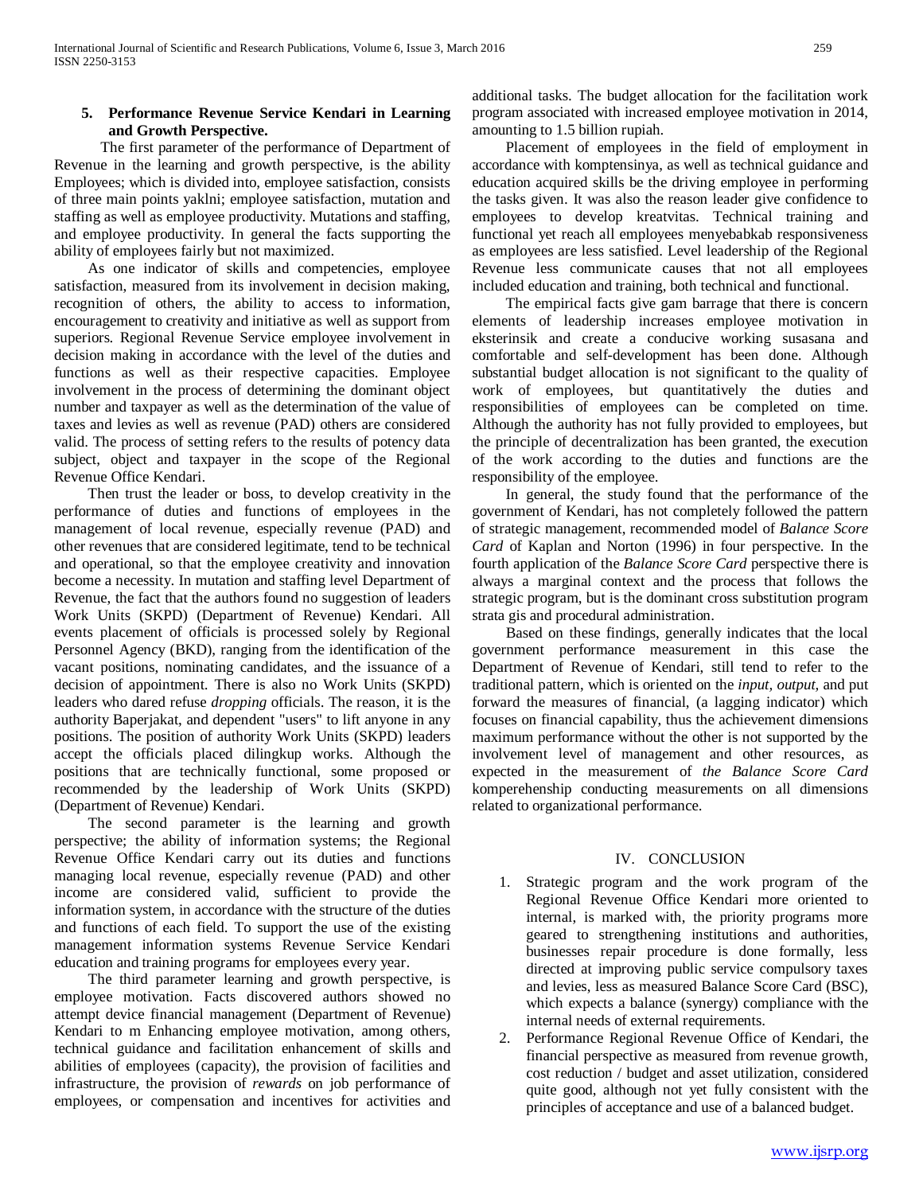### 5. Performance Revenue Service Kendari in Learning and Growth Perspective.

The first parameter of the performance of Department of Revenue in the learning and growth perspective, is the ability Employees; which is divided into, employee satisfaction, consists of three main points yaklni; employee satisfaction, mutation and staffing as well as employee productivity. Mutations and staffing, and employee productivity. In general the facts supporting the ability of employees fairly but not maximized.

As one indicator of skills and competencies, employee satisfaction, measured from its involvement in decision making, recognition of others, the ability to access to information, encouragement to creativity and initiative as well as support from superiors. Regional Revenue Service employee involvement in decision making in accordance with the level of the duties and functions as well as their respective capacities. Employee involvement in the process of determining the dominant object number and taxpayer as well as the determination of the value of taxes and levies as well as revenue (PAD) others are considered valid. The process of setting refers to the results of potency data subject, object and taxpayer in the scope of the Regional Revenue Office Kendari.

Then trust the leader or boss, to develop creativity in the performance of duties and functions of employees in the management of local revenue, especially revenue (PAD) and other revenues that are considered legitimate, tend to be technical and operational, so that the employee creativity and innovation become a necessity. In mutation and staffing level Department of Revenue, the fact that the authors found no suggestion of leaders Work Units (SKPD) (Department of Revenue) Kendari. All events placement of officials is processed solely by Regional Personnel Agency (BKD), ranging from the identification of the vacant positions, nominating candidates, and the issuance of a decision of appointment. There is also no Work Units (SKPD) leaders who dared refuse *dropping* officials. The reason, it is the authority Baperjakat, and dependent "users" to lift anyone in any positions. The position of authority Work Units (SKPD) leaders accept the officials placed dilingkup works. Although the positions that are technically functional, some proposed or recommended by the leadership of Work Units (SKPD) (Department of Revenue) Kendari.

The second parameter is the learning and growth perspective; the ability of information systems; the Regional Revenue Office Kendari carry out its duties and functions managing local revenue, especially revenue (PAD) and other income are considered valid, sufficient to provide the information system, in accordance with the structure of the duties and functions of each field. To support the use of the existing management information systems Revenue Service Kendari education and training programs for employees every year.

The third parameter learning and growth perspective, is employee motivation. Facts discovered authors showed no attempt device financial management (Department of Revenue) Kendari to m Enhancing employee motivation, among others, technical guidance and facilitation enhancement of skills and abilities of employees (capacity), the provision of facilities and infrastructure, the provision of *rewards* on job performance of employees, or compensation and incentives for activities and additional tasks. The budget allocation for the facilitation work program associated with increased employee motivation in 2014, amounting to 1.5 billion rupiah.

Placement of employees in the field of employment in accordance with komptensinya, as well as technical guidance and education acquired skills be the driving employee in performing the tasks given. It was also the reason leader give confidence to employees to develop kreatvitas. Technical training and functional yet reach all employees menyebabkab responsiveness as employees are less satisfied. Level leadership of the Regional Revenue less communicate causes that not all employees included education and training, both technical and functional.

The empirical facts give gam barrage that there is concern elements of leadership increases employee motivation in eksterinsik and create a conducive working susasana and comfortable and self-development has been done. Although substantial budget allocation is not significant to the quality of work of employees, but quantitatively the duties and responsibilities of employees can be completed on time. Although the authority has not fully provided to employees, but the principle of decentralization has been granted, the execution of the work according to the duties and functions are the responsibility of the employee.

In general, the study found that the performance of the government of Kendari, has not completely followed the pattern of strategic management, recommended model of *Balance Score Card* of Kaplan and Norton (1996) in four perspective. In the fourth application of the *Balance Score Card* perspective there is always a marginal context and the process that follows the strategic program, but is the dominant cross substitution program strata gis and procedural administration.

Based on these findings, generally indicates that the local government performance measurement in this case the Department of Revenue of Kendari, still tend to refer to the traditional pattern, which is oriented on the *input, output,* and put forward the measures of financial, (a lagging indicator) which focuses on financial capability, thus the achievement dimensions maximum performance without the other is not supported by the involvement level of management and other resources, as expected in the measurement of *the Balance Score Card* komperehenship conducting measurements on all dimensions related to organizational performance.

## IV. CONCLUSION

1. Strategic program and the work program of the Regional Revenue Office Kendari more oriented to internal, is marked with, the priority programs more geared to strengthening institutions and authorities, businesses repair procedure is done formally, less directed at improving public service compulsory taxes and levies, less as measured Balance Score Card (BSC), which expects a balance (synergy) compliance with the internal needs of external requirements.
2. Performance Regional Revenue Office of Kendari, the financial perspective as measured from revenue growth, cost reduction / budget and asset utilization, considered quite good, although not yet fully consistent with the principles of acceptance and use of a balanced budget.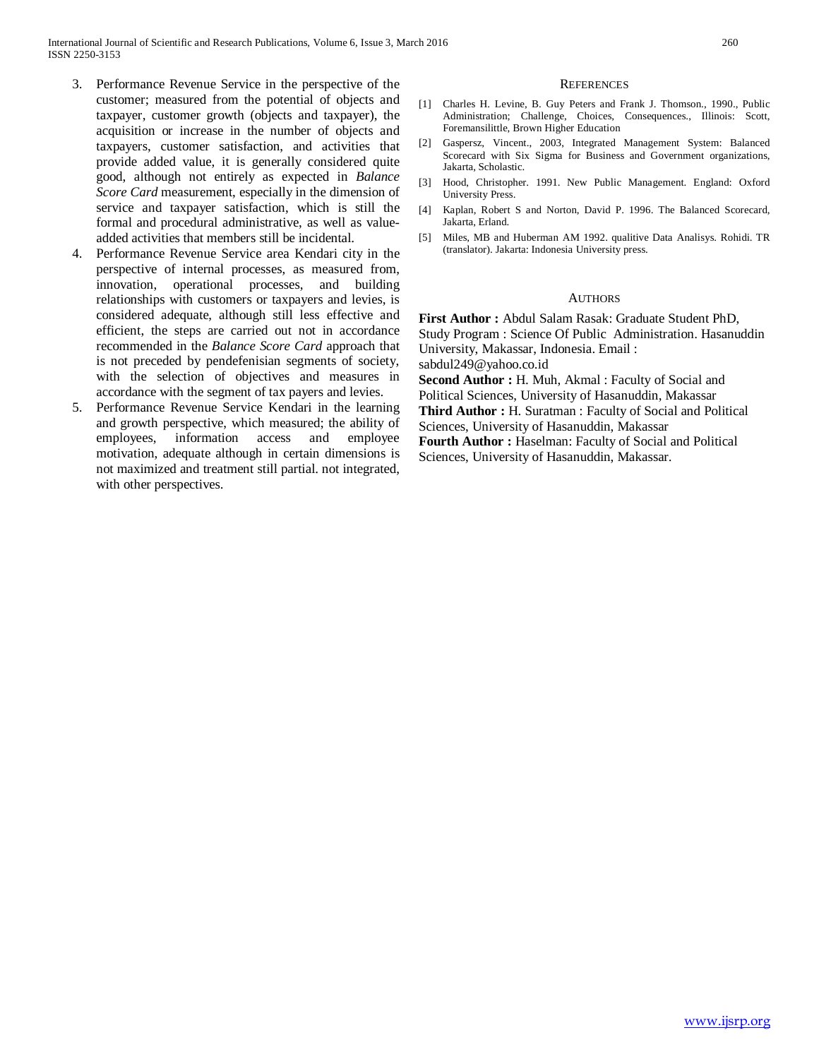3. Performance Revenue Service in the perspective of the customer; measured from the potential of objects and taxpayer, customer growth (objects and taxpayer), the acquisition or increase in the number of objects and taxpayers, customer satisfaction, and activities that provide added value, it is generally considered quite good, although not entirely as expected in *Balance Score Card* measurement, especially in the dimension of service and taxpayer satisfaction, which is still the formal and procedural administrative, as well as value-added activities that members still be incidental.
4. Performance Revenue Service area Kendari city in the perspective of internal processes, as measured from, innovation, operational processes, and building relationships with customers or taxpayers and levies, is considered adequate, although still less effective and efficient, the steps are carried out not in accordance recommended in the *Balance Score Card* approach that is not preceded by pendefenisian segments of society, with the selection of objectives and measures in accordance with the segment of tax payers and levies.
5. Performance Revenue Service Kendari in the learning and growth perspective, which measured; the ability of employees, information access and employee motivation, adequate although in certain dimensions is not maximized and treatment still partial. not integrated, with other perspectives.

## References

[1] Charles H. Levine, B. Guy Peters and Frank J. Thomson., 1990., Public Administration; Challenge, Choices, Consequences., Illinois: Scott, Foremansilittle, Brown Higher Education

[2] Gaspersz, Vincent., 2003, Integrated Management System: Balanced Scorecard with Six Sigma for Business and Government organizations, Jakarta, Scholastic.

[3] Hood, Christopher. 1991. New Public Management. England: Oxford University Press.

[4] Kaplan, Robert S and Norton, David P. 1996. The Balanced Scorecard, Jakarta, Erland.

[5] Miles, MB and Huberman AM 1992. qualitive Data Analisys. Rohidi. TR (translator). Jakarta: Indonesia University press.

## Authors

**First Author :** Abdul Salam Rasak: Graduate Student PhD, Study Program : Science Of Public Administration. Hasanuddin University, Makassar, Indonesia. Email : sabdul249@yahoo.co.id

**Second Author :** H. Muh, Akmal : Faculty of Social and Political Sciences, University of Hasanuddin, Makassar

**Third Author :** H. Suratman : Faculty of Social and Political Sciences, University of Hasanuddin, Makassar

**Fourth Author :** Haselman: Faculty of Social and Political Sciences, University of Hasanuddin, Makassar.